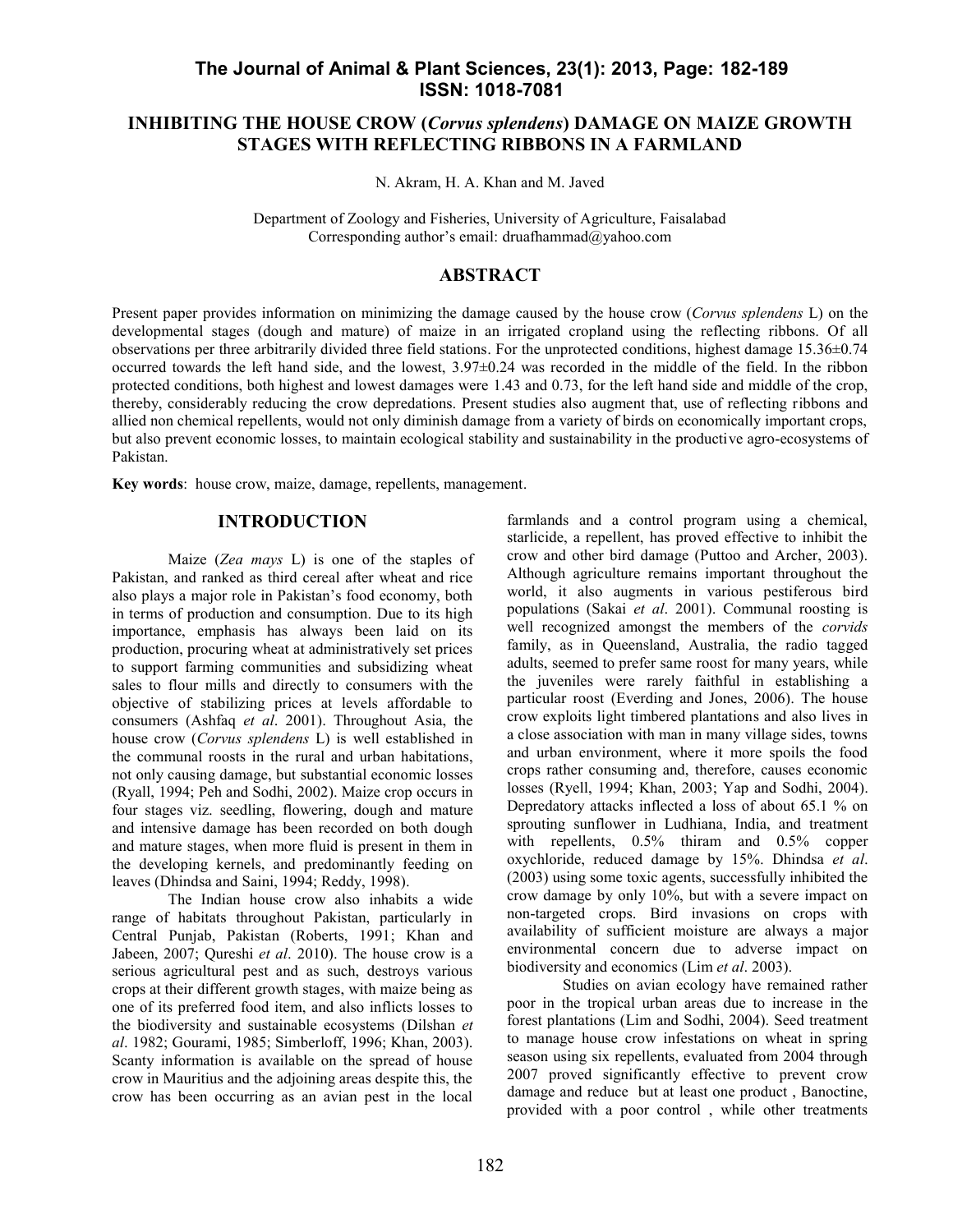# The Journal of Animal & Plant Sciences, 23(1): 2013, Page: 182-189
# ISSN: 1018-7081

## INHIBITING THE HOUSE CROW (*Corvus splendens*) DAMAGE ON MAIZE GROWTH STAGES WITH REFLECTING RIBBONS IN A FARMLAND

N. Akram, H. A. Khan and M. Javed

Department of Zoology and Fisheries, University of Agriculture, Faisalabad
Corresponding author's email: druafhammad@yahoo.com

## ABSTRACT

Present paper provides information on minimizing the damage caused by the house crow (*Corvus splendens* L) on the developmental stages (dough and mature) of maize in an irrigated cropland using the reflecting ribbons. Of all observations per three arbitrarily divided three field stations. For the unprotected conditions, highest damage 15.36±0.74 occurred towards the left hand side, and the lowest, 3.97±0.24 was recorded in the middle of the field. In the ribbon protected conditions, both highest and lowest damages were 1.43 and 0.73, for the left hand side and middle of the crop, thereby, considerably reducing the crow depredations. Present studies also augment that, use of reflecting ribbons and allied non chemical repellents, would not only diminish damage from a variety of birds on economically important crops, but also prevent economic losses, to maintain ecological stability and sustainability in the productive agro-ecosystems of Pakistan.

**Key words**: house crow, maize, damage, repellents, management.

## INTRODUCTION

Maize (*Zea mays* L) is one of the staples of Pakistan, and ranked as third cereal after wheat and rice also plays a major role in Pakistan's food economy, both in terms of production and consumption. Due to its high importance, emphasis has always been laid on its production, procuring wheat at administratively set prices to support farming communities and subsidizing wheat sales to flour mills and directly to consumers with the objective of stabilizing prices at levels affordable to consumers (Ashfaq *et al*. 2001). Throughout Asia, the house crow (*Corvus splendens* L) is well established in the communal roosts in the rural and urban habitations, not only causing damage, but substantial economic losses (Ryall, 1994; Peh and Sodhi, 2002). Maize crop occurs in four stages viz. seedling, flowering, dough and mature and intensive damage has been recorded on both dough and mature stages, when more fluid is present in them in the developing kernels, and predominantly feeding on leaves (Dhindsa and Saini, 1994; Reddy, 1998).

The Indian house crow also inhabits a wide range of habitats throughout Pakistan, particularly in Central Punjab, Pakistan (Roberts, 1991; Khan and Jabeen, 2007; Qureshi *et al*. 2010). The house crow is a serious agricultural pest and as such, destroys various crops at their different growth stages, with maize being as one of its preferred food item, and also inflicts losses to the biodiversity and sustainable ecosystems (Dilshan *et al*. 1982; Gourami, 1985; Simberloff, 1996; Khan, 2003). Scanty information is available on the spread of house crow in Mauritius and the adjoining areas despite this, the crow has been occurring as an avian pest in the local farmlands and a control program using a chemical, starlicide, a repellent, has proved effective to inhibit the crow and other bird damage (Puttoo and Archer, 2003). Although agriculture remains important throughout the world, it also augments in various pestiferous bird populations (Sakai *et al*. 2001). Communal roosting is well recognized amongst the members of the *corvids* family, as in Queensland, Australia, the radio tagged adults, seemed to prefer same roost for many years, while the juveniles were rarely faithful in establishing a particular roost (Everding and Jones, 2006). The house crow exploits light timbered plantations and also lives in a close association with man in many village sides, towns and urban environment, where it more spoils the food crops rather consuming and, therefore, causes economic losses (Ryell, 1994; Khan, 2003; Yap and Sodhi, 2004). Depredatory attacks inflected a loss of about 65.1 % on sprouting sunflower in Ludhiana, India, and treatment with repellents, 0.5% thiram and 0.5% copper oxychloride, reduced damage by 15%. Dhindsa *et al*. (2003) using some toxic agents, successfully inhibited the crow damage by only 10%, but with a severe impact on non-targeted crops. Bird invasions on crops with availability of sufficient moisture are always a major environmental concern due to adverse impact on biodiversity and economics (Lim *et al*. 2003).

Studies on avian ecology have remained rather poor in the tropical urban areas due to increase in the forest plantations (Lim and Sodhi, 2004). Seed treatment to manage house crow infestations on wheat in spring season using six repellents, evaluated from 2004 through 2007 proved significantly effective to prevent crow damage and reduce but at least one product , Banoctine, provided with a poor control , while other treatments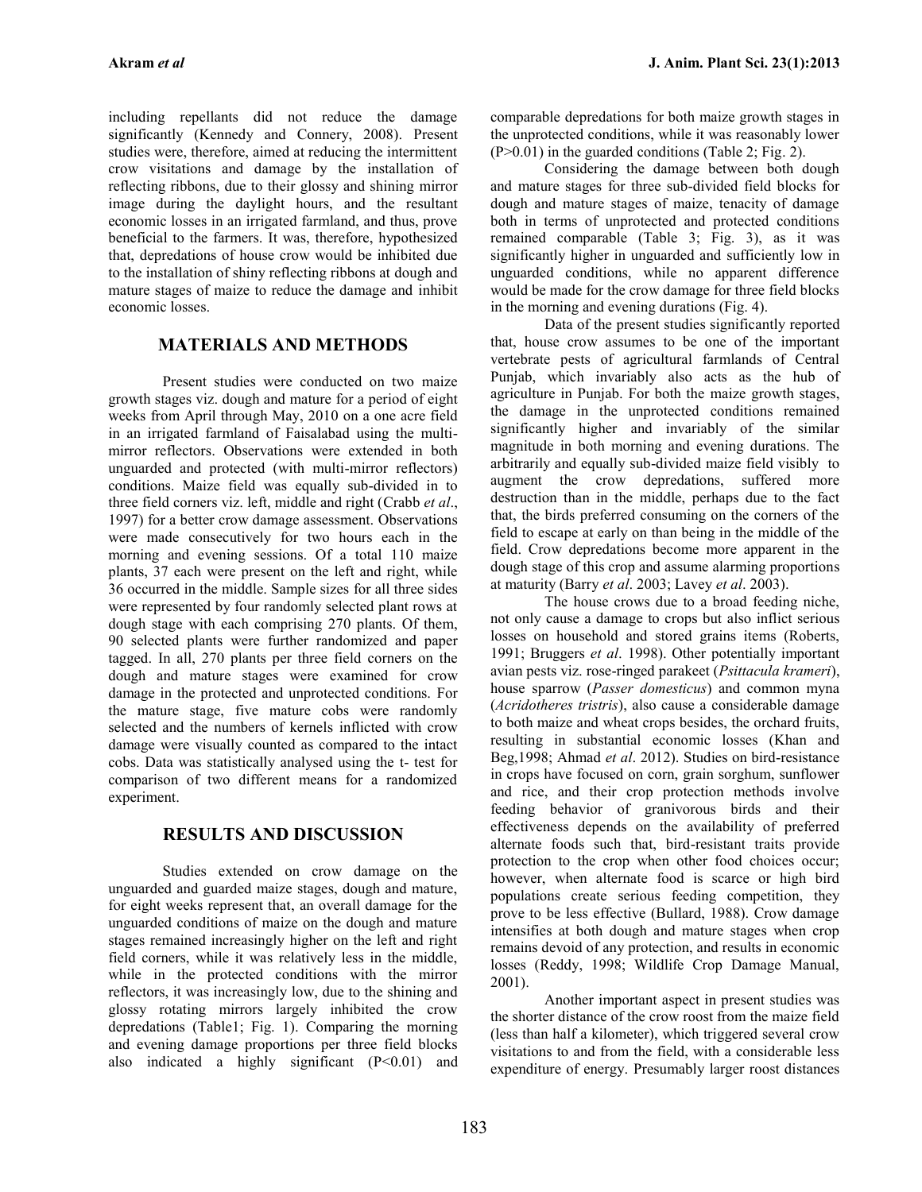including repellants did not reduce the damage significantly (Kennedy and Connery, 2008). Present studies were, therefore, aimed at reducing the intermittent crow visitations and damage by the installation of reflecting ribbons, due to their glossy and shining mirror image during the daylight hours, and the resultant economic losses in an irrigated farmland, and thus, prove beneficial to the farmers. It was, therefore, hypothesized that, depredations of house crow would be inhibited due to the installation of shiny reflecting ribbons at dough and mature stages of maize to reduce the damage and inhibit economic losses.

## MATERIALS AND METHODS

Present studies were conducted on two maize growth stages viz. dough and mature for a period of eight weeks from April through May, 2010 on a one acre field in an irrigated farmland of Faisalabad using the multi-mirror reflectors. Observations were extended in both unguarded and protected (with multi-mirror reflectors) conditions. Maize field was equally sub-divided in to three field corners viz. left, middle and right (Crabb *et al*., 1997) for a better crow damage assessment. Observations were made consecutively for two hours each in the morning and evening sessions. Of a total 110 maize plants, 37 each were present on the left and right, while 36 occurred in the middle. Sample sizes for all three sides were represented by four randomly selected plant rows at dough stage with each comprising 270 plants. Of them, 90 selected plants were further randomized and paper tagged. In all, 270 plants per three field corners on the dough and mature stages were examined for crow damage in the protected and unprotected conditions. For the mature stage, five mature cobs were randomly selected and the numbers of kernels inflicted with crow damage were visually counted as compared to the intact cobs. Data was statistically analysed using the t- test for comparison of two different means for a randomized experiment.

## RESULTS AND DISCUSSION

Studies extended on crow damage on the unguarded and guarded maize stages, dough and mature, for eight weeks represent that, an overall damage for the unguarded conditions of maize on the dough and mature stages remained increasingly higher on the left and right field corners, while it was relatively less in the middle, while in the protected conditions with the mirror reflectors, it was increasingly low, due to the shining and glossy rotating mirrors largely inhibited the crow depredations (Table1; Fig. 1). Comparing the morning and evening damage proportions per three field blocks also indicated a highly significant ($P<0.01$) and comparable depredations for both maize growth stages in the unprotected conditions, while it was reasonably lower ($P>0.01$) in the guarded conditions (Table 2; Fig. 2).

Considering the damage between both dough and mature stages for three sub-divided field blocks for dough and mature stages of maize, tenacity of damage both in terms of unprotected and protected conditions remained comparable (Table 3; Fig. 3), as it was significantly higher in unguarded and sufficiently low in unguarded conditions, while no apparent difference would be made for the crow damage for three field blocks in the morning and evening durations (Fig. 4).

Data of the present studies significantly reported that, house crow assumes to be one of the important vertebrate pests of agricultural farmlands of Central Punjab, which invariably also acts as the hub of agriculture in Punjab. For both the maize growth stages, the damage in the unprotected conditions remained significantly higher and invariably of the similar magnitude in both morning and evening durations. The arbitrarily and equally sub-divided maize field visibly to augment the crow depredations, suffered more destruction than in the middle, perhaps due to the fact that, the birds preferred consuming on the corners of the field to escape at early on than being in the middle of the field. Crow depredations become more apparent in the dough stage of this crop and assume alarming proportions at maturity (Barry *et al*. 2003; Lavey *et al*. 2003).

The house crows due to a broad feeding niche, not only cause a damage to crops but also inflict serious losses on household and stored grains items (Roberts, 1991; Bruggers *et al*. 1998). Other potentially important avian pests viz. rose-ringed parakeet (*Psittacula krameri*), house sparrow (*Passer domesticus*) and common myna (*Acridotheres tristris*), also cause a considerable damage to both maize and wheat crops besides, the orchard fruits, resulting in substantial economic losses (Khan and Beg,1998; Ahmad *et al*. 2012). Studies on bird-resistance in crops have focused on corn, grain sorghum, sunflower and rice, and their crop protection methods involve feeding behavior of granivorous birds and their effectiveness depends on the availability of preferred alternate foods such that, bird-resistant traits provide protection to the crop when other food choices occur; however, when alternate food is scarce or high bird populations create serious feeding competition, they prove to be less effective (Bullard, 1988). Crow damage intensifies at both dough and mature stages when crop remains devoid of any protection, and results in economic losses (Reddy, 1998; Wildlife Crop Damage Manual, 2001).

Another important aspect in present studies was the shorter distance of the crow roost from the maize field (less than half a kilometer), which triggered several crow visitations to and from the field, with a considerable less expenditure of energy. Presumably larger roost distances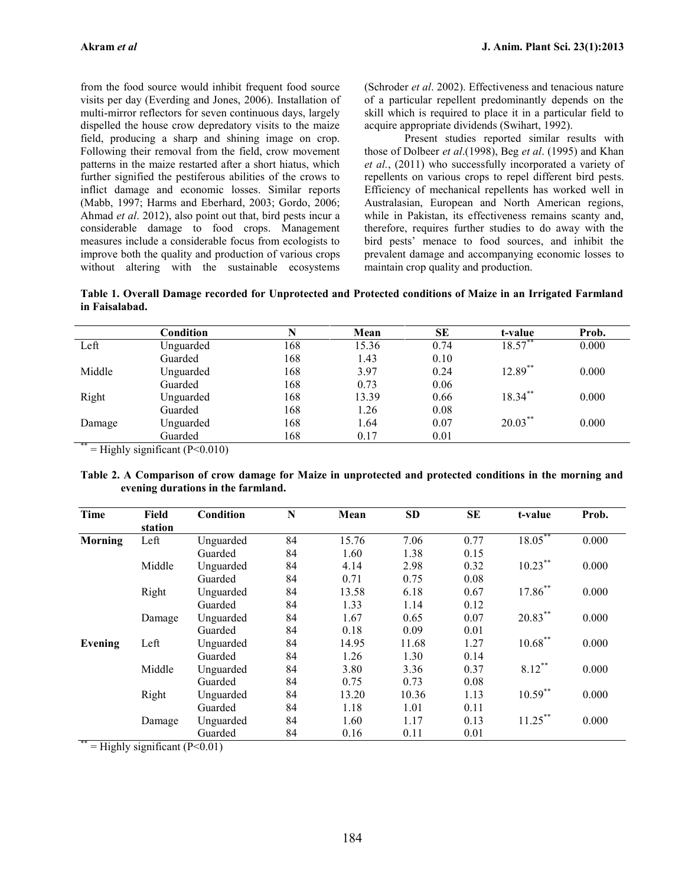from the food source would inhibit frequent food source visits per day (Everding and Jones, 2006). Installation of multi-mirror reflectors for seven continuous days, largely dispelled the house crow depredatory visits to the maize field, producing a sharp and shining image on crop. Following their removal from the field, crow movement patterns in the maize restarted after a short hiatus, which further signified the pestiferous abilities of the crows to inflict damage and economic losses. Similar reports (Mabb, 1997; Harms and Eberhard, 2003; Gordo, 2006; Ahmad *et al*. 2012), also point out that, bird pests incur a considerable damage to food crops. Management measures include a considerable focus from ecologists to improve both the quality and production of various crops without altering with the sustainable ecosystems (Schroder *et al*. 2002). Effectiveness and tenacious nature of a particular repellent predominantly depends on the skill which is required to place it in a particular field to acquire appropriate dividends (Swihart, 1992).

Present studies reported similar results with those of Dolbeer *et al*.(1998), Beg *et al*. (1995) and Khan *et al.*, (2011) who successfully incorporated a variety of repellents on various crops to repel different bird pests. Efficiency of mechanical repellents has worked well in Australasian, European and North American regions, while in Pakistan, its effectiveness remains scanty and, therefore, requires further studies to do away with the bird pests' menace to food sources, and inhibit the prevalent damage and accompanying economic losses to maintain crop quality and production.

**Table 1. Overall Damage recorded for Unprotected and Protected conditions of Maize in an Irrigated Farmland in Faisalabad.**

| | Condition | N | Mean | SE | t-value | Prob. |
|---|---|---|---|---|---|---|
| Left | Unguarded | 168 | 15.36 | 0.74 | 18.57** | 0.000 |
| | Guarded | 168 | 1.43 | 0.10 | | |
| Middle | Unguarded | 168 | 3.97 | 0.24 | 12.89** | 0.000 |
| | Guarded | 168 | 0.73 | 0.06 | | |
| Right | Unguarded | 168 | 13.39 | 0.66 | 18.34** | 0.000 |
| | Guarded | 168 | 1.26 | 0.08 | | |
| Damage | Unguarded | 168 | 1.64 | 0.07 | 20.03** | 0.000 |
| | Guarded | 168 | 0.17 | 0.01 | | |

** = Highly significant (P<0.010)

**Table 2. A Comparison of crow damage for Maize in unprotected and protected conditions in the morning and evening durations in the farmland.**

| Time | Field station | Condition | N | Mean | SD | SE | t-value | Prob. |
|---|---|---|---|---|---|---|---|---|
| **Morning** | Left | Unguarded | 84 | 15.76 | 7.06 | 0.77 | 18.05** | 0.000 |
| | | Guarded | 84 | 1.60 | 1.38 | 0.15 | | |
| | Middle | Unguarded | 84 | 4.14 | 2.98 | 0.32 | 10.23** | 0.000 |
| | | Guarded | 84 | 0.71 | 0.75 | 0.08 | | |
| | Right | Unguarded | 84 | 13.58 | 6.18 | 0.67 | 17.86** | 0.000 |
| | | Guarded | 84 | 1.33 | 1.14 | 0.12 | | |
| | Damage | Unguarded | 84 | 1.67 | 0.65 | 0.07 | 20.83** | 0.000 |
| | | Guarded | 84 | 0.18 | 0.09 | 0.01 | | |
| **Evening** | Left | Unguarded | 84 | 14.95 | 11.68 | 1.27 | 10.68** | 0.000 |
| | | Guarded | 84 | 1.26 | 1.30 | 0.14 | | |
| | Middle | Unguarded | 84 | 3.80 | 3.36 | 0.37 | 8.12** | 0.000 |
| | | Guarded | 84 | 0.75 | 0.73 | 0.08 | | |
| | Right | Unguarded | 84 | 13.20 | 10.36 | 1.13 | 10.59** | 0.000 |
| | | Guarded | 84 | 1.18 | 1.01 | 0.11 | | |
| | Damage | Unguarded | 84 | 1.60 | 1.17 | 0.13 | 11.25** | 0.000 |
| | | Guarded | 84 | 0.16 | 0.11 | 0.01 | | |

** = Highly significant (P<0.01)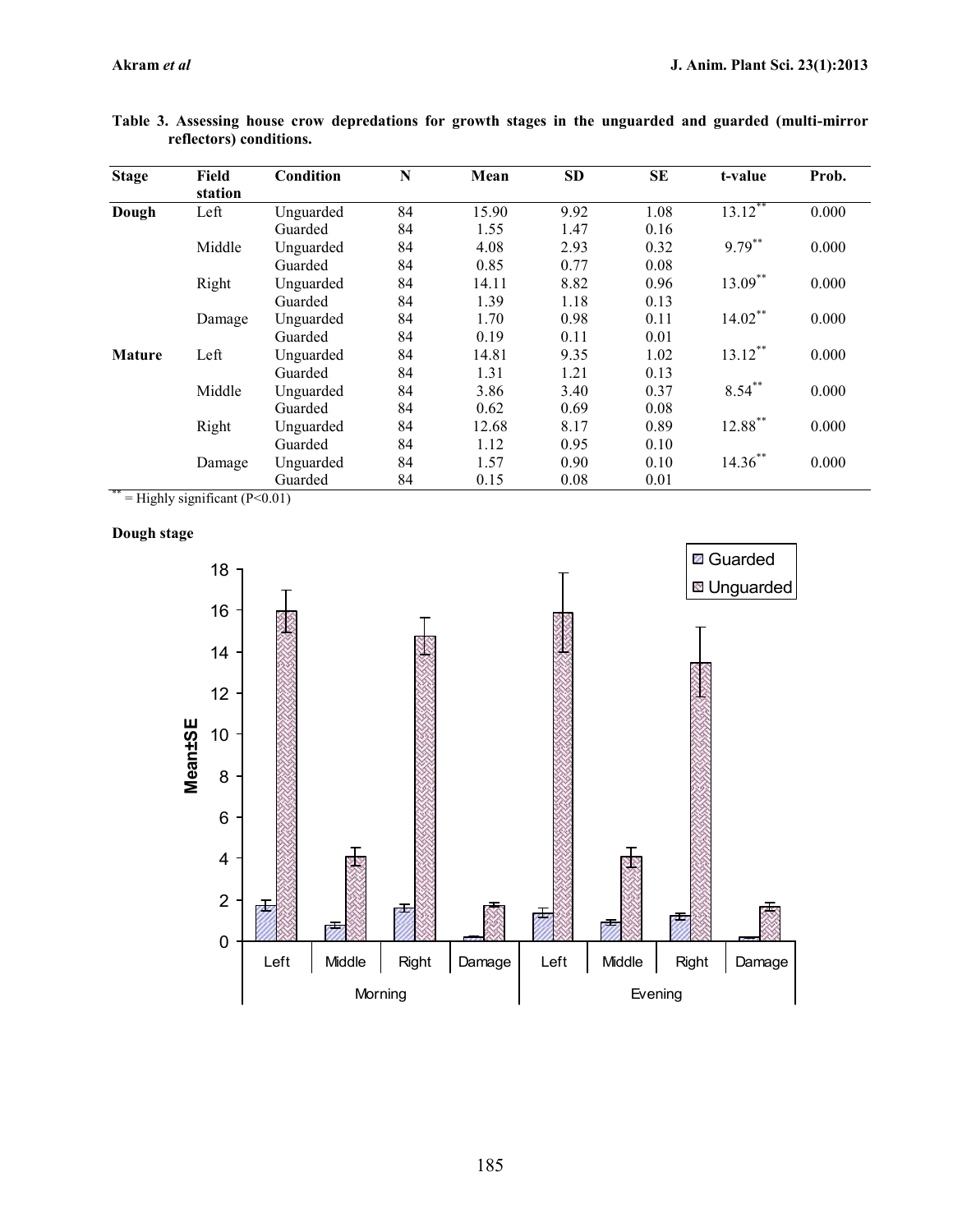**Table 3. Assessing house crow depredations for growth stages in the unguarded and guarded (multi-mirror reflectors) conditions.**

| Stage | Field station | Condition | N | Mean | SD | SE | t-value | Prob. |
|---|---|---|---|---|---|---|---|---|
| **Dough** | Left | Unguarded | 84 | 15.90 | 9.92 | 1.08 | 13.12** | 0.000 |
| | | Guarded | 84 | 1.55 | 1.47 | 0.16 | | |
| | Middle | Unguarded | 84 | 4.08 | 2.93 | 0.32 | 9.79** | 0.000 |
| | | Guarded | 84 | 0.85 | 0.77 | 0.08 | | |
| | Right | Unguarded | 84 | 14.11 | 8.82 | 0.96 | 13.09** | 0.000 |
| | | Guarded | 84 | 1.39 | 1.18 | 0.13 | | |
| | Damage | Unguarded | 84 | 1.70 | 0.98 | 0.11 | 14.02** | 0.000 |
| | | Guarded | 84 | 0.19 | 0.11 | 0.01 | | |
| **Mature** | Left | Unguarded | 84 | 14.81 | 9.35 | 1.02 | 13.12** | 0.000 |
| | | Guarded | 84 | 1.31 | 1.21 | 0.13 | | |
| | Middle | Unguarded | 84 | 3.86 | 3.40 | 0.37 | 8.54** | 0.000 |
| | | Guarded | 84 | 0.62 | 0.69 | 0.08 | | |
| | Right | Unguarded | 84 | 12.68 | 8.17 | 0.89 | 12.88** | 0.000 |
| | | Guarded | 84 | 1.12 | 0.95 | 0.10 | | |
| | Damage | Unguarded | 84 | 1.57 | 0.90 | 0.10 | 14.36** | 0.000 |
| | | Guarded | 84 | 0.15 | 0.08 | 0.01 | | |

** = Highly significant ($P<0.01$)

**Dough stage**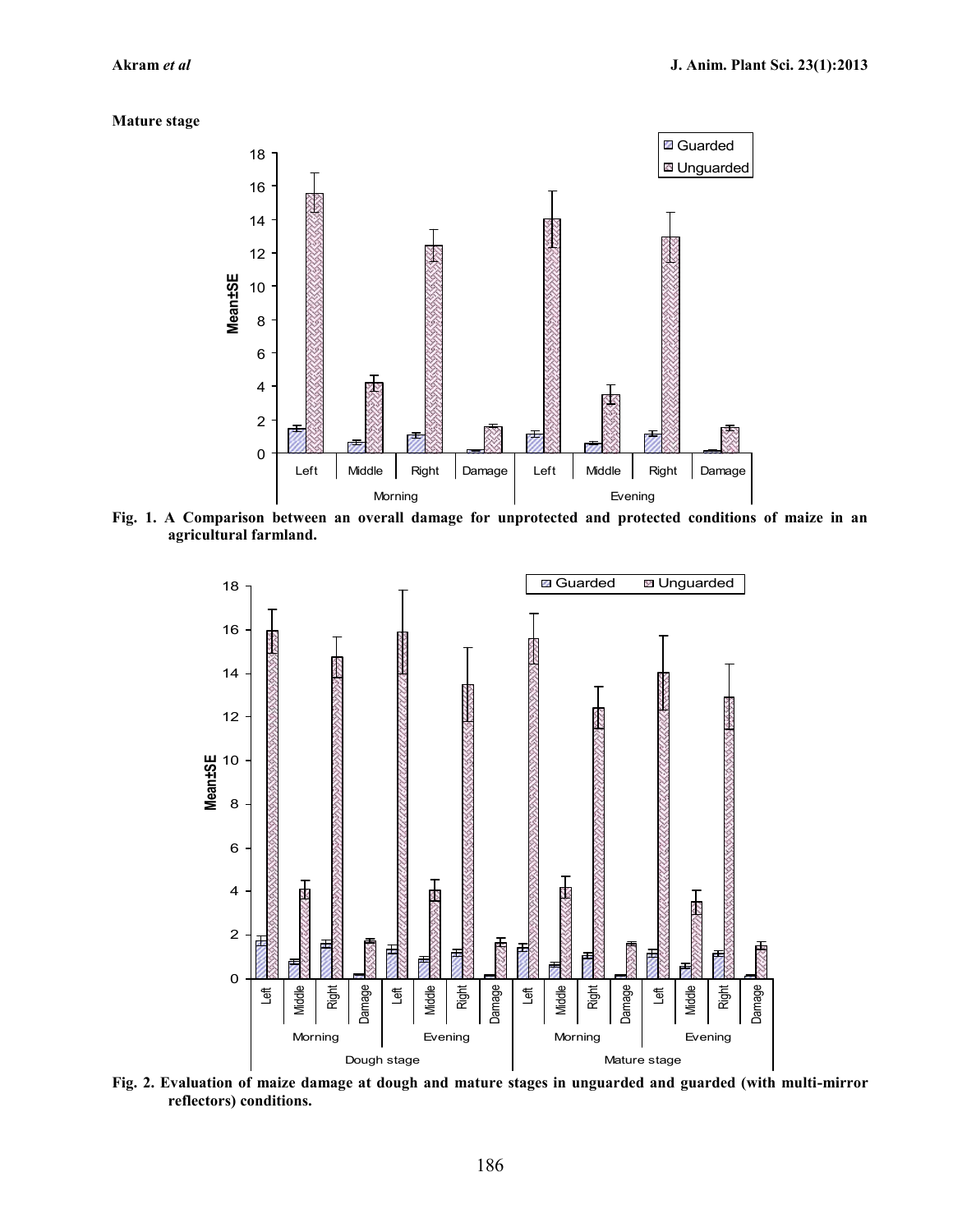**Mature stage**

Fig. 1. A Comparison between an overall damage for unprotected and protected conditions of maize in an agricultural farmland.

Fig. 2. Evaluation of maize damage at dough and mature stages in unguarded and guarded (with multi-mirror reflectors) conditions.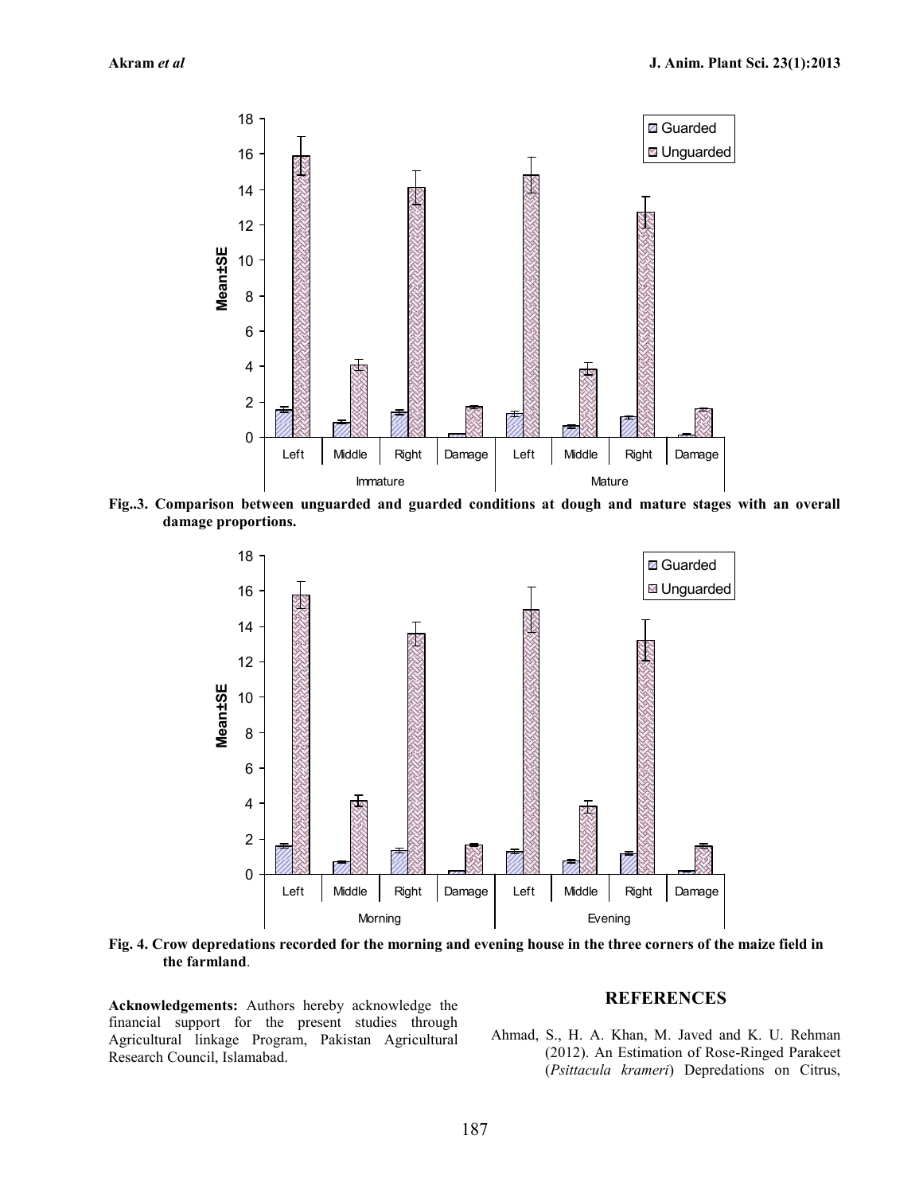**Fig..3. Comparison between unguarded and guarded conditions at dough and mature stages with an overall damage proportions.**

**Fig. 4. Crow depredations recorded for the morning and evening house in the three corners of the maize field in the farmland**.

**Acknowledgements:** Authors hereby acknowledge the financial support for the present studies through Agricultural linkage Program, Pakistan Agricultural Research Council, Islamabad.

## REFERENCES

Ahmad, S., H. A. Khan, M. Javed and K. U. Rehman (2012). An Estimation of Rose-Ringed Parakeet (*Psittacula krameri*) Depredations on Citrus,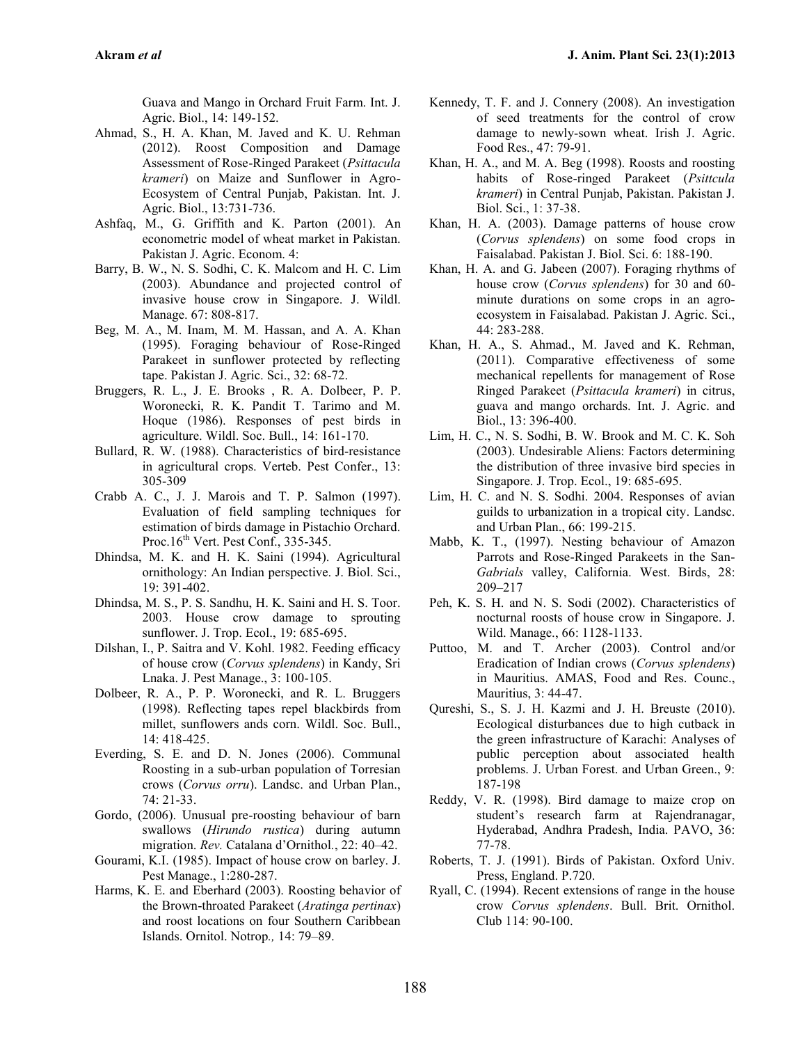Guava and Mango in Orchard Fruit Farm. Int. J. Agric. Biol., 14: 149-152.

Ahmad, S., H. A. Khan, M. Javed and K. U. Rehman (2012). Roost Composition and Damage Assessment of Rose-Ringed Parakeet (*Psittacula krameri*) on Maize and Sunflower in Agro-Ecosystem of Central Punjab, Pakistan. Int. J. Agric. Biol., 13:731-736.

Ashfaq, M., G. Griffith and K. Parton (2001). An econometric model of wheat market in Pakistan. Pakistan J. Agric. Econom. 4:

Barry, B. W., N. S. Sodhi, C. K. Malcom and H. C. Lim (2003). Abundance and projected control of invasive house crow in Singapore. J. Wildl. Manage. 67: 808-817.

Beg, M. A., M. Inam, M. M. Hassan, and A. A. Khan (1995). Foraging behaviour of Rose-Ringed Parakeet in sunflower protected by reflecting tape. Pakistan J. Agric. Sci., 32: 68-72.

Bruggers, R. L., J. E. Brooks , R. A. Dolbeer, P. P. Woronecki, R. K. Pandit T. Tarimo and M. Hoque (1986). Responses of pest birds in agriculture. Wildl. Soc. Bull., 14: 161-170.

Bullard, R. W. (1988). Characteristics of bird-resistance in agricultural crops. Verteb. Pest Confer., 13: 305-309

Crabb A. C., J. J. Marois and T. P. Salmon (1997). Evaluation of field sampling techniques for estimation of birds damage in Pistachio Orchard. Proc.16th Vert. Pest Conf., 335-345.

Dhindsa, M. K. and H. K. Saini (1994). Agricultural ornithology: An Indian perspective. J. Biol. Sci., 19: 391-402.

Dhindsa, M. S., P. S. Sandhu, H. K. Saini and H. S. Toor. 2003. House crow damage to sprouting sunflower. J. Trop. Ecol., 19: 685-695.

Dilshan, I., P. Saitra and V. Kohl. 1982. Feeding efficacy of house crow (*Corvus splendens*) in Kandy, Sri Lnaka. J. Pest Manage., 3: 100-105.

Dolbeer, R. A., P. P. Woronecki, and R. L. Bruggers (1998). Reflecting tapes repel blackbirds from millet, sunflowers ands corn. Wildl. Soc. Bull., 14: 418-425.

Everding, S. E. and D. N. Jones (2006). Communal Roosting in a sub-urban population of Torresian crows (*Corvus orru*). Landsc. and Urban Plan., 74: 21-33.

Gordo, (2006). Unusual pre-roosting behaviour of barn swallows (*Hirundo rustica*) during autumn migration. *Rev.* Catalana d'Ornithol., 22: 40–42.

Gourami, K.I. (1985). Impact of house crow on barley. J. Pest Manage., 1:280-287.

Harms, K. E. and Eberhard (2003). Roosting behavior of the Brown-throated Parakeet (*Aratinga pertinax*) and roost locations on four Southern Caribbean Islands. Ornitol. Notrop., 14: 79–89.

Kennedy, T. F. and J. Connery (2008). An investigation of seed treatments for the control of crow damage to newly-sown wheat. Irish J. Agric. Food Res., 47: 79-91.

Khan, H. A., and M. A. Beg (1998). Roosts and roosting habits of Rose-ringed Parakeet (*Psittcula krameri*) in Central Punjab, Pakistan. Pakittan J Biol. Sci., 1: 37-38.

Khan, H. A. (2003). Damage patterns of house crow (*Corvus splendens*) on some food crops in Faisalabad. Pakistan J. Biol. Sci. 6: 188-190.

Khan, H. A. and G. Jabeen (2007). Foraging rhythms of house crow (*Corvus splendens*) for 30 and 60-minute durations on some crops in an agro-ecosystem in Faisalabad. Pakistan J. Agric. Sci., 44: 283-288.

Khan, H. A., S. Ahmad., M. Javed and K. Rehman, (2011). Comparative effectiveness of some mechanical repellents for management of Rose Ringed Parakeet (*Psittacula krameri*) in citrus, guava and mango orchards. Int. J. Agric. and Biol., 13: 396-400.

Lim, H. C., N. S. Sodhi, B. W. Brook and M. C. K. Soh (2003). Undesirable Aliens: Factors determining the distribution of three invasive bird species in Singapore. J. Trop. Ecol., 19: 685-695.

Lim, H. C. and N. S. Sodhi. 2004. Responses of avian guilds to urbanization in a tropical city. Landsc. and Urban Plan., 66: 199-215.

Mabb, K. T., (1997). Nesting behaviour of Amazon Parrots and Rose-Ringed Parakeets in the San-*Gabrials* valley, California. West. Birds, 28: 209–217

Peh, K. S. H. and N. S. Sodi (2002). Characteristics of nocturnal roosts of house crow in Singapore. J. Wild. Manage., 66: 1128-1133.

Puttoo, M. and T. Archer (2003). Control and/or Eradication of Indian crows (*Corvus splendens*) in Mauritius. AMAS, Food and Res. Counc., Mauritius, 3: 44-47.

Qureshi, S., S. J. H. Kazmi and J. H. Breuste (2010). Ecological disturbances due to high cutback in the green infrastructure of Karachi: Analyses of public perception about associated health problems. J. Urban Forest. and Urban Green., 9: 187-198

Reddy, V. R. (1998). Bird damage to maize crop on student's research farm at Rajendranagar, Hyderabad, Andhra Pradesh, India. PAVO, 36: 77-78.

Roberts, T. J. (1991). Birds of Pakistan. Oxford Univ. Press, England. P.720.

Ryall, C. (1994). Recent extensions of range in the house crow *Corvus splendens*. Bull. Brit. Ornithol. Club 114: 90-100.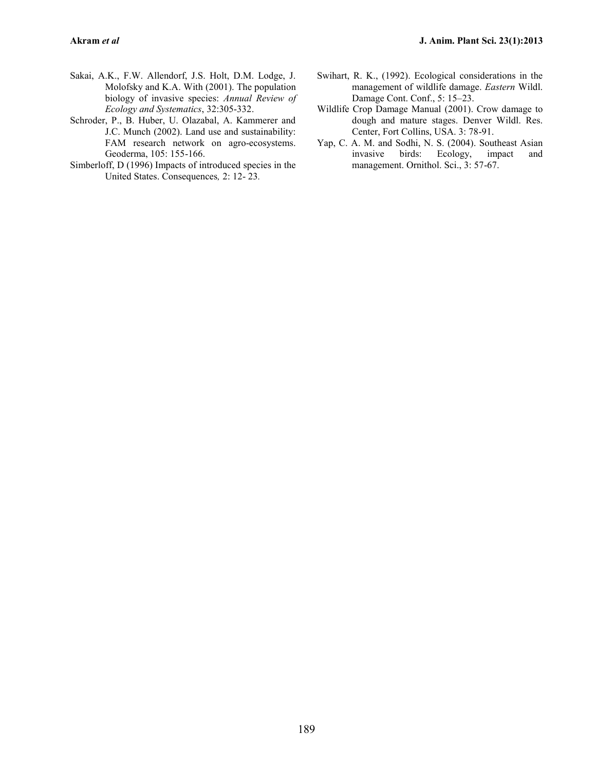Sakai, A.K., F.W. Allendorf, J.S. Holt, D.M. Lodge, J. Molofsky and K.A. With (2001). The population biology of invasive species: *Annual Review of Ecology and Systematics*, 32:305-332.

Schroder, P., B. Huber, U. Olazabal, A. Kammerer and J.C. Munch (2002). Land use and sustainability: FAM research network on agro-ecosystems. Geoderma, 105: 155-166.

Simberloff, D (1996) Impacts of introduced species in the United States. Consequences*,* 2: 12- 23.

Swihart, R. K., (1992). Ecological considerations in the management of wildlife damage. *Eastern* Wildl. Damage Cont. Conf., 5: 15–23.

Wildlife Crop Damage Manual (2001). Crow damage to dough and mature stages. Denver Wildl. Res. Center, Fort Collins, USA. 3: 78-91.

Yap, C. A. M. and Sodhi, N. S. (2004). Southeast Asian invasive birds: Ecology, impact and management. Ornithol. Sci., 3: 57-67.